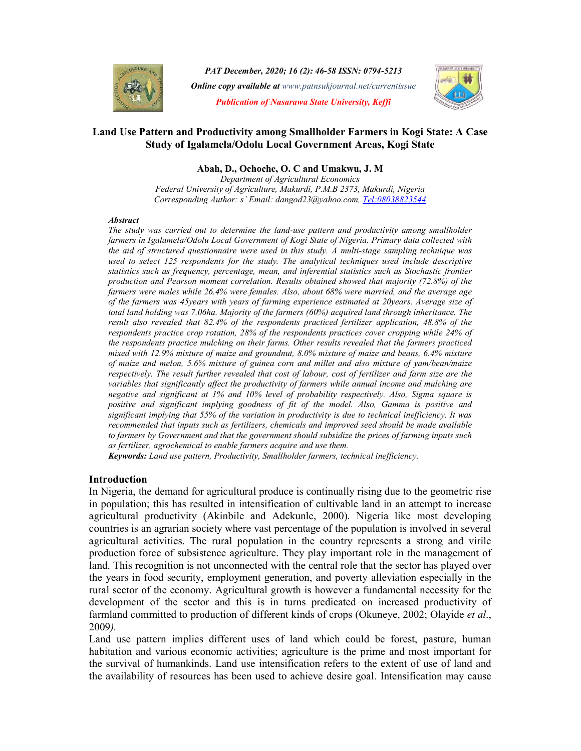PAT December, 2020; 16 (2): 46-58 ISSN: 0794-5213

*Online copy available at www.patnsukjournal.net/currentissue*

*Publication of Nasarawa State University, Keffi*

# Land Use Pattern and Productivity among Smallholder Farmers in Kogi State: A Case Study of Igalamela/Odolu Local Government Areas, Kogi State

**Abah, D., Ochoche, O. C and Umakwu, J. M**

*Department of Agricultural Economics*
*Federal University of Agriculture, Makurdi, P.M.B 2373, Makurdi, Nigeria*
*Corresponding Author: s' Email: dangod23@yahoo.com, Tel:08038823544*

***Abstract***

*The study was carried out to determine the land-use pattern and productivity among smallholder farmers in Igalamela/Odolu Local Government of Kogi State of Nigeria. Primary data collected with the aid of structured questionnaire were used in this study. A multi-stage sampling technique was used to select 125 respondents for the study. The analytical techniques used include descriptive statistics such as frequency, percentage, mean, and inferential statistics such as Stochastic frontier production and Pearson moment correlation. Results obtained showed that majority (72.8%) of the farmers were males while 26.4% were females. Also, about 68% were married, and the average age of the farmers was 45years with years of farming experience estimated at 20years. Average size of total land holding was 7.06ha. Majority of the farmers (60%) acquired land through inheritance. The result also revealed that 82.4% of the respondents practiced fertilizer application, 48.8% of the respondents practice crop rotation, 28% of the respondents practices cover cropping while 24% of the respondents practice mulching on their farms. Other results revealed that the farmers practiced mixed with 12.9% mixture of maize and groundnut, 8.0% mixture of maize and beans, 6.4% mixture of maize and melon, 5.6% mixture of guinea corn and millet and also mixture of yam/bean/maize respectively. The result further revealed that cost of labour, cost of fertilizer and farm size are the variables that significantly affect the productivity of farmers while annual income and mulching are negative and significant at 1% and 10% level of probability respectively. Also, Sigma square is positive and significant implying goodness of fit of the model. Also, Gamma is positive and significant implying that 55% of the variation in productivity is due to technical inefficiency. It was recommended that inputs such as fertilizers, chemicals and improved seed should be made available to farmers by Government and that the government should subsidize the prices of farming inputs such as fertilizer, agrochemical to enable farmers acquire and use them.*

***Keywords:*** *Land use pattern, Productivity, Smallholder farmers, technical inefficiency.*

## Introduction

In Nigeria, the demand for agricultural produce is continually rising due to the geometric rise in population; this has resulted in intensification of cultivable land in an attempt to increase agricultural productivity (Akinbile and Adekunle, 2000). Nigeria like most developing countries is an agrarian society where vast percentage of the population is involved in several agricultural activities. The rural population in the country represents a strong and virile production force of subsistence agriculture. They play important role in the management of land. This recognition is not unconnected with the central role that the sector has played over the years in food security, employment generation, and poverty alleviation especially in the rural sector of the economy. Agricultural growth is however a fundamental necessity for the development of the sector and this is in turns predicated on increased productivity of farmland committed to production of different kinds of crops (Okuneye, 2002; Olayide *et al*., 2009*)*.

Land use pattern implies different uses of land which could be forest, pasture, human habitation and various economic activities; agriculture is the prime and most important for the survival of humankinds. Land use intensification refers to the extent of use of land and the availability of resources has been used to achieve desire goal. Intensification may cause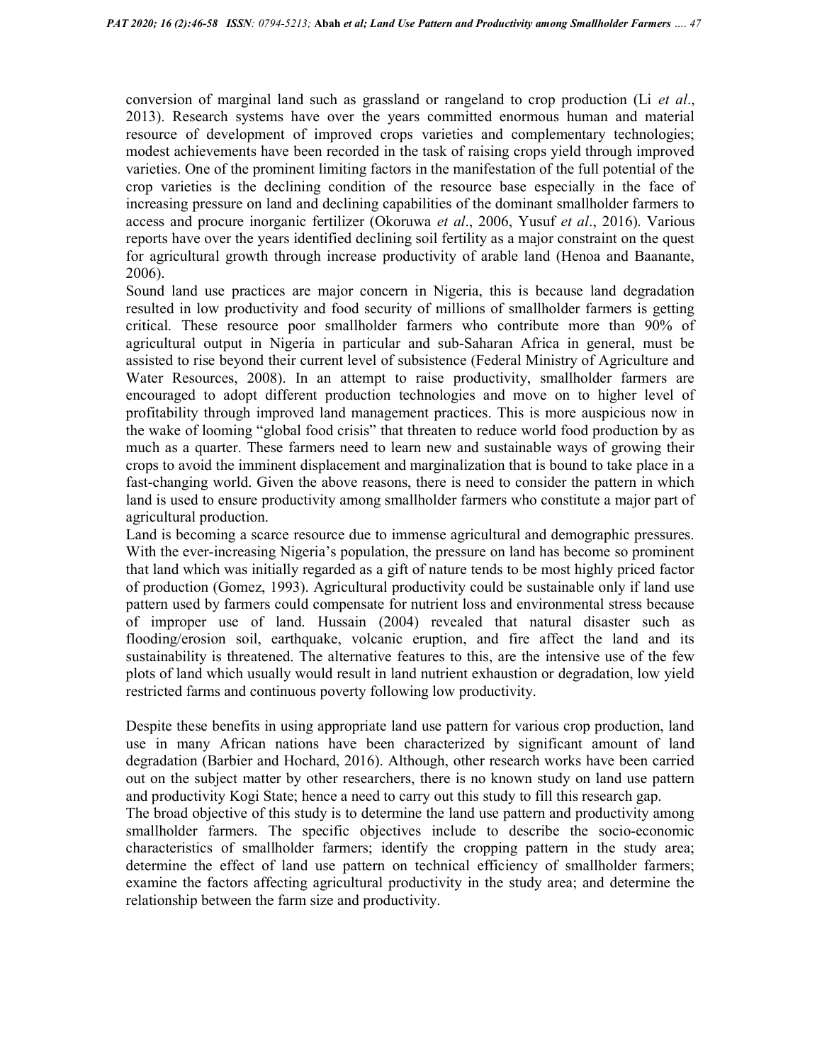conversion of marginal land such as grassland or rangeland to crop production (Li *et al*., 2013). Research systems have over the years committed enormous human and material resource of development of improved crops varieties and complementary technologies; modest achievements have been recorded in the task of raising crops yield through improved varieties. One of the prominent limiting factors in the manifestation of the full potential of the crop varieties is the declining condition of the resource base especially in the face of increasing pressure on land and declining capabilities of the dominant smallholder farmers to access and procure inorganic fertilizer (Okoruwa *et al*., 2006, Yusuf *et al*., 2016). Various reports have over the years identified declining soil fertility as a major constraint on the quest for agricultural growth through increase productivity of arable land (Henoa and Baanante, 2006).

Sound land use practices are major concern in Nigeria, this is because land degradation resulted in low productivity and food security of millions of smallholder farmers is getting critical. These resource poor smallholder farmers who contribute more than 90% of agricultural output in Nigeria in particular and sub-Saharan Africa in general, must be assisted to rise beyond their current level of subsistence (Federal Ministry of Agriculture and Water Resources, 2008). In an attempt to raise productivity, smallholder farmers are encouraged to adopt different production technologies and move on to higher level of profitability through improved land management practices. This is more auspicious now in the wake of looming "global food crisis" that threaten to reduce world food production by as much as a quarter. These farmers need to learn new and sustainable ways of growing their crops to avoid the imminent displacement and marginalization that is bound to take place in a fast-changing world. Given the above reasons, there is need to consider the pattern in which land is used to ensure productivity among smallholder farmers who constitute a major part of agricultural production.

Land is becoming a scarce resource due to immense agricultural and demographic pressures. With the ever-increasing Nigeria's population, the pressure on land has become so prominent that land which was initially regarded as a gift of nature tends to be most highly priced factor of production (Gomez, 1993). Agricultural productivity could be sustainable only if land use pattern used by farmers could compensate for nutrient loss and environmental stress because of improper use of land. Hussain (2004) revealed that natural disaster such as flooding/erosion soil, earthquake, volcanic eruption, and fire affect the land and its sustainability is threatened. The alternative features to this, are the intensive use of the few plots of land which usually would result in land nutrient exhaustion or degradation, low yield restricted farms and continuous poverty following low productivity.

Despite these benefits in using appropriate land use pattern for various crop production, land use in many African nations have been characterized by significant amount of land degradation (Barbier and Hochard, 2016). Although, other research works have been carried out on the subject matter by other researchers, there is no known study on land use pattern and productivity Kogi State; hence a need to carry out this study to fill this research gap.

The broad objective of this study is to determine the land use pattern and productivity among smallholder farmers. The specific objectives include to describe the socio-economic characteristics of smallholder farmers; identify the cropping pattern in the study area; determine the effect of land use pattern on technical efficiency of smallholder farmers; examine the factors affecting agricultural productivity in the study area; and determine the relationship between the farm size and productivity.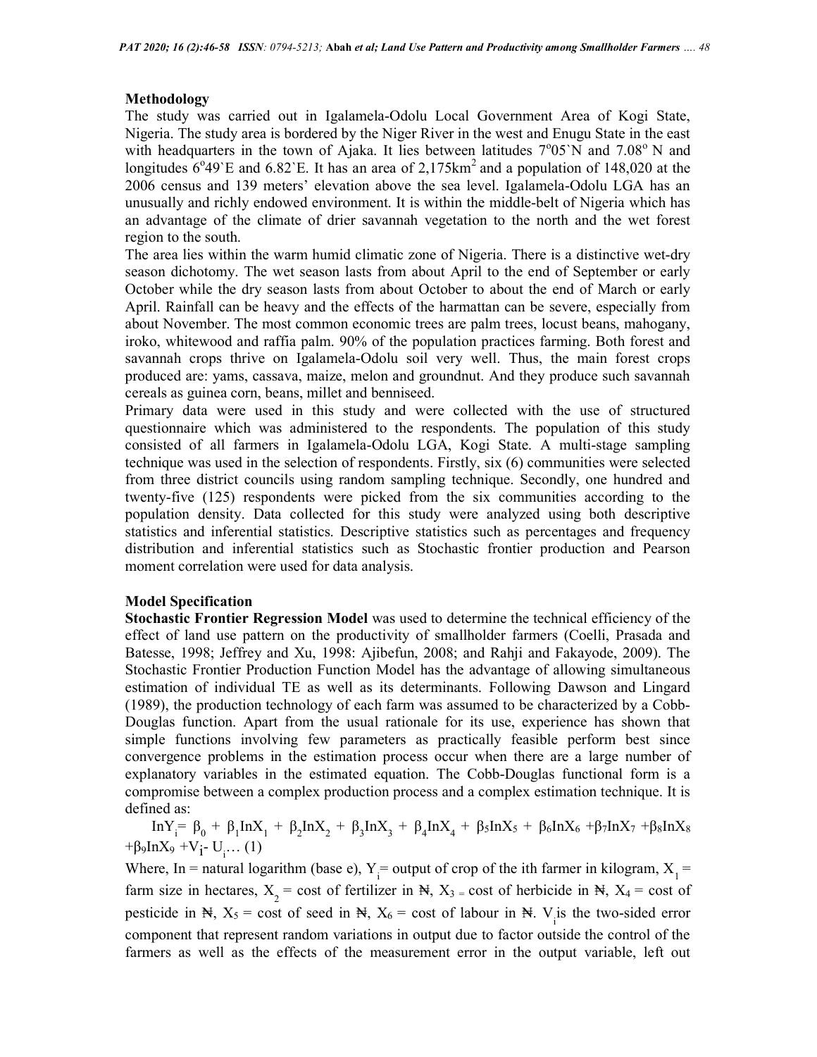### Methodology

The study was carried out in Igalamela-Odolu Local Government Area of Kogi State, Nigeria. The study area is bordered by the Niger River in the west and Enugu State in the east with headquarters in the town of Ajaka. It lies between latitudes 7°05`N and 7.08° N and longitudes 6°49`E and 6.82`E. It has an area of 2,175km² and a population of 148,020 at the 2006 census and 139 meters' elevation above the sea level. Igalamela-Odolu LGA has an unusually and richly endowed environment. It is within the middle-belt of Nigeria which has an advantage of the climate of drier savannah vegetation to the north and the wet forest region to the south.

The area lies within the warm humid climatic zone of Nigeria. There is a distinctive wet-dry season dichotomy. The wet season lasts from about April to the end of September or early October while the dry season lasts from about October to about the end of March or early April. Rainfall can be heavy and the effects of the harmattan can be severe, especially from about November. The most common economic trees are palm trees, locust beans, mahogany, iroko, whitewood and raffia palm. 90% of the population practices farming. Both forest and savannah crops thrive on Igalamela-Odolu soil very well. Thus, the main forest crops produced are: yams, cassava, maize, melon and groundnut. And they produce such savannah cereals as guinea corn, beans, millet and benniseed.

Primary data were used in this study and were collected with the use of structured questionnaire which was administered to the respondents. The population of this study consisted of all farmers in Igalamela-Odolu LGA, Kogi State. A multi-stage sampling technique was used in the selection of respondents. Firstly, six (6) communities were selected from three district councils using random sampling technique. Secondly, one hundred and twenty-five (125) respondents were picked from the six communities according to the population density. Data collected for this study were analyzed using both descriptive statistics and inferential statistics. Descriptive statistics such as percentages and frequency distribution and inferential statistics such as Stochastic frontier production and Pearson moment correlation were used for data analysis.

### Model Specification

**Stochastic Frontier Regression Model** was used to determine the technical efficiency of the effect of land use pattern on the productivity of smallholder farmers (Coelli, Prasada and Batesse, 1998; Jeffrey and Xu, 1998: Ajibefun, 2008; and Rahji and Fakayode, 2009). The Stochastic Frontier Production Function Model has the advantage of allowing simultaneous estimation of individual TE as well as its determinants. Following Dawson and Lingard (1989), the production technology of each farm was assumed to be characterized by a Cobb-Douglas function. Apart from the usual rationale for its use, experience has shown that simple functions involving few parameters as practically feasible perform best since convergence problems in the estimation process occur when there are a large number of explanatory variables in the estimated equation. The Cobb-Douglas functional form is a compromise between a complex production process and a complex estimation technique. It is defined as:

$$\ln Y_i = \beta_0 + \beta_1 \ln X_1 + \beta_2 \ln X_2 + \beta_3 \ln X_3 + \beta_4 \ln X_4 + \beta_5 \ln X_5 + \beta_6 \ln X_6 + \beta_7 \ln X_7 + \beta_8 \ln X_8 + \beta_9 \ln X_9 + V_i - U_i \ldots (1)$$

Where, In = natural logarithm (base e), $Y_i$ = output of crop of the ith farmer in kilogram, $X_1$ = farm size in hectares, $X_2$ = cost of fertilizer in ₦, $X_3$ = cost of herbicide in ₦, $X_4$ = cost of pesticide in ₦, $X_5$ = cost of seed in ₦, $X_6$ = cost of labour in ₦. $V_i$ is the two-sided error component that represent random variations in output due to factor outside the control of the farmers as well as the effects of the measurement error in the output variable, left out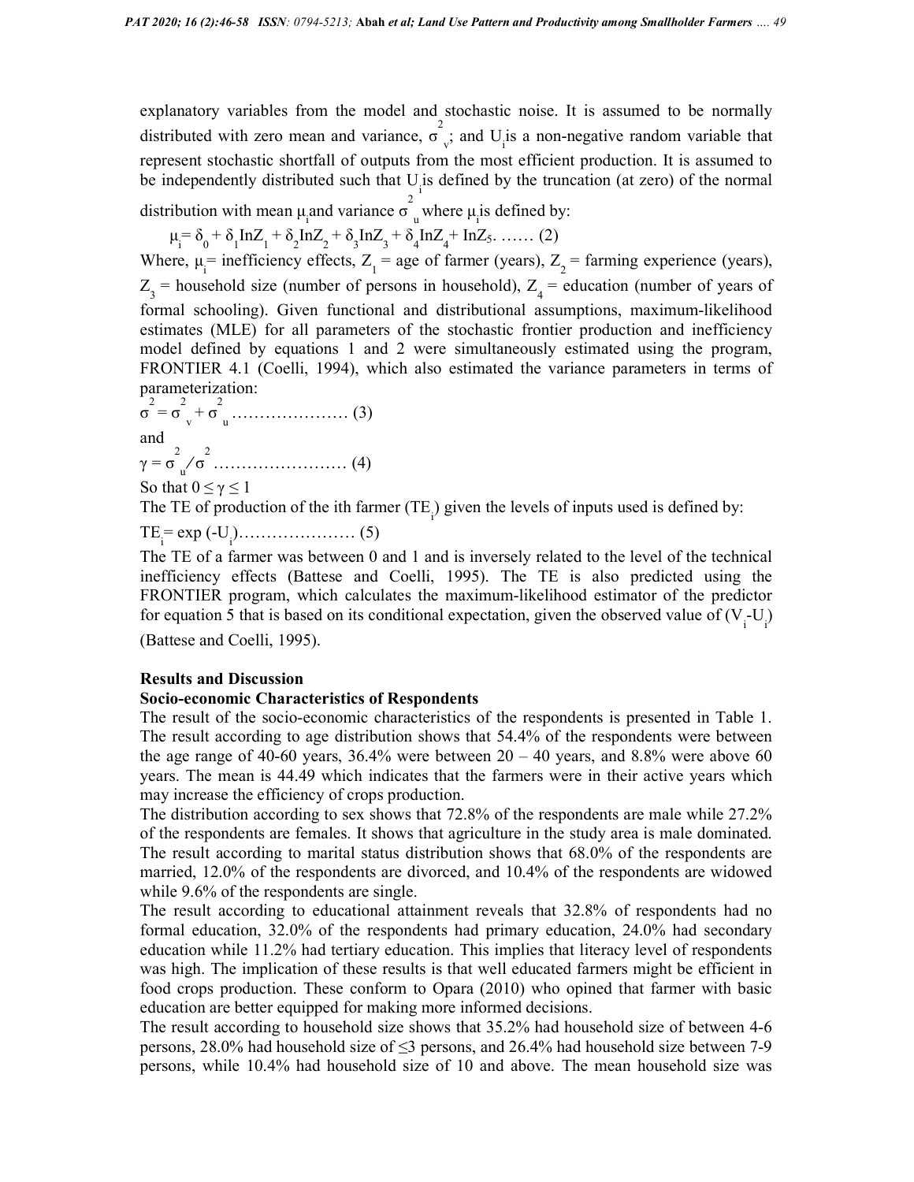explanatory variables from the model and stochastic noise. It is assumed to be normally distributed with zero mean and variance, $\sigma^2_v$; and $U_i$ is a non-negative random variable that represent stochastic shortfall of outputs from the most efficient production. It is assumed to be independently distributed such that $U_i$ is defined by the truncation (at zero) of the normal distribution with mean $\mu_i$ and variance $\sigma^2_u$ where $\mu_i$ is defined by:

$$\mu_i = \delta_0 + \delta_1 \text{In}Z_1 + \delta_2 \text{In}Z_2 + \delta_3 \text{In}Z_3 + \delta_4 \text{In}Z_4 + \text{In}Z_5. \ \ldots\ldots \ (2)$$

Where, $\mu_i$ = inefficiency effects, $Z_1$ = age of farmer (years), $Z_2$ = farming experience (years), $Z_3$ = household size (number of persons in household), $Z_4$ = education (number of years of formal schooling). Given functional and distributional assumptions, maximum-likelihood estimates (MLE) for all parameters of the stochastic frontier production and inefficiency model defined by equations 1 and 2 were simultaneously estimated using the program, FRONTIER 4.1 (Coelli, 1994), which also estimated the variance parameters in terms of parameterization:

$$\sigma^2 = \sigma^2_v + \sigma^2_u \ \ldots\ldots\ldots\ldots\ldots\ldots\ldots \ (3)$$

and

$$\gamma = \sigma^2_u / \sigma^2 \ \ldots\ldots\ldots\ldots\ldots\ldots\ldots\ldots \ (4)$$

So that $0 \leq \gamma \leq 1$

The TE of production of the ith farmer ($TE_i$) given the levels of inputs used is defined by:

$$TE_i = \exp(-U_i) \ldots\ldots\ldots\ldots\ldots\ldots\ldots \ (5)$$

The TE of a farmer was between 0 and 1 and is inversely related to the level of the technical inefficiency effects (Battese and Coelli, 1995). The TE is also predicted using the FRONTIER program, which calculates the maximum-likelihood estimator of the predictor for equation 5 that is based on its conditional expectation, given the observed value of ($V_i$-$U_i$) (Battese and Coelli, 1995).

## Results and Discussion

### Socio-economic Characteristics of Respondents

The result of the socio-economic characteristics of the respondents is presented in Table 1. The result according to age distribution shows that 54.4% of the respondents were between the age range of 40-60 years, 36.4% were between 20 – 40 years, and 8.8% were above 60 years. The mean is 44.49 which indicates that the farmers were in their active years which may increase the efficiency of crops production.

The distribution according to sex shows that 72.8% of the respondents are male while 27.2% of the respondents are females. It shows that agriculture in the study area is male dominated. The result according to marital status distribution shows that 68.0% of the respondents are married, 12.0% of the respondents are divorced, and 10.4% of the respondents are widowed while 9.6% of the respondents are single.

The result according to educational attainment reveals that 32.8% of respondents had no formal education, 32.0% of the respondents had primary education, 24.0% had secondary education while 11.2% had tertiary education. This implies that literacy level of respondents was high. The implication of these results is that well educated farmers might be efficient in food crops production. These conform to Opara (2010) who opined that farmer with basic education are better equipped for making more informed decisions.

The result according to household size shows that 35.2% had household size of between 4-6 persons, 28.0% had household size of ≤3 persons, and 26.4% had household size between 7-9 persons, while 10.4% had household size of 10 and above. The mean household size was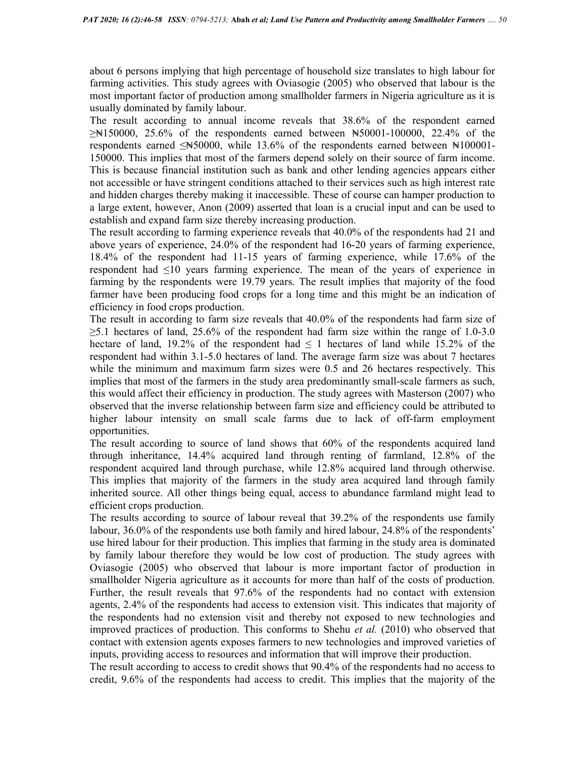about 6 persons implying that high percentage of household size translates to high labour for farming activities. This study agrees with Oviasogie (2005) who observed that labour is the most important factor of production among smallholder farmers in Nigeria agriculture as it is usually dominated by family labour.

The result according to annual income reveals that 38.6% of the respondent earned ≥₦150000, 25.6% of the respondents earned between ₦50001-100000, 22.4% of the respondents earned ≤₦50000, while 13.6% of the respondents earned between ₦100001-150000. This implies that most of the farmers depend solely on their source of farm income. This is because financial institution such as bank and other lending agencies appears either not accessible or have stringent conditions attached to their services such as high interest rate and hidden charges thereby making it inaccessible. These of course can hamper production to a large extent, however, Anon (2009) asserted that loan is a crucial input and can be used to establish and expand farm size thereby increasing production.

The result according to farming experience reveals that 40.0% of the respondents had 21 and above years of experience, 24.0% of the respondent had 16-20 years of farming experience, 18.4% of the respondent had 11-15 years of farming experience, while 17.6% of the respondent had ≤10 years farming experience. The mean of the years of experience in farming by the respondents were 19.79 years. The result implies that majority of the food farmer have been producing food crops for a long time and this might be an indication of efficiency in food crops production.

The result in according to farm size reveals that 40.0% of the respondents had farm size of ≥5.1 hectares of land, 25.6% of the respondent had farm size within the range of 1.0-3.0 hectare of land, 19.2% of the respondent had ≤ 1 hectares of land while 15.2% of the respondent had within 3.1-5.0 hectares of land. The average farm size was about 7 hectares while the minimum and maximum farm sizes were 0.5 and 26 hectares respectively. This implies that most of the farmers in the study area predominantly small-scale farmers as such, this would affect their efficiency in production. The study agrees with Masterson (2007) who observed that the inverse relationship between farm size and efficiency could be attributed to higher labour intensity on small scale farms due to lack of off-farm employment opportunities.

The result according to source of land shows that 60% of the respondents acquired land through inheritance, 14.4% acquired land through renting of farmland, 12.8% of the respondent acquired land through purchase, while 12.8% acquired land through otherwise. This implies that majority of the farmers in the study area acquired land through family inherited source. All other things being equal, access to abundance farmland might lead to efficient crops production.

The results according to source of labour reveal that 39.2% of the respondents use family labour, 36.0% of the respondents use both family and hired labour, 24.8% of the respondents' use hired labour for their production. This implies that farming in the study area is dominated by family labour therefore they would be low cost of production. The study agrees with Oviasogie (2005) who observed that labour is more important factor of production in smallholder Nigeria agriculture as it accounts for more than half of the costs of production. Further, the result reveals that 97.6% of the respondents had no contact with extension agents, 2.4% of the respondents had access to extension visit. This indicates that majority of the respondents had no extension visit and thereby not exposed to new technologies and improved practices of production. This conforms to Shehu *et al.* (2010) who observed that contact with extension agents exposes farmers to new technologies and improved varieties of inputs, providing access to resources and information that will improve their production.

The result according to access to credit shows that 90.4% of the respondents had no access to credit, 9.6% of the respondents had access to credit. This implies that the majority of the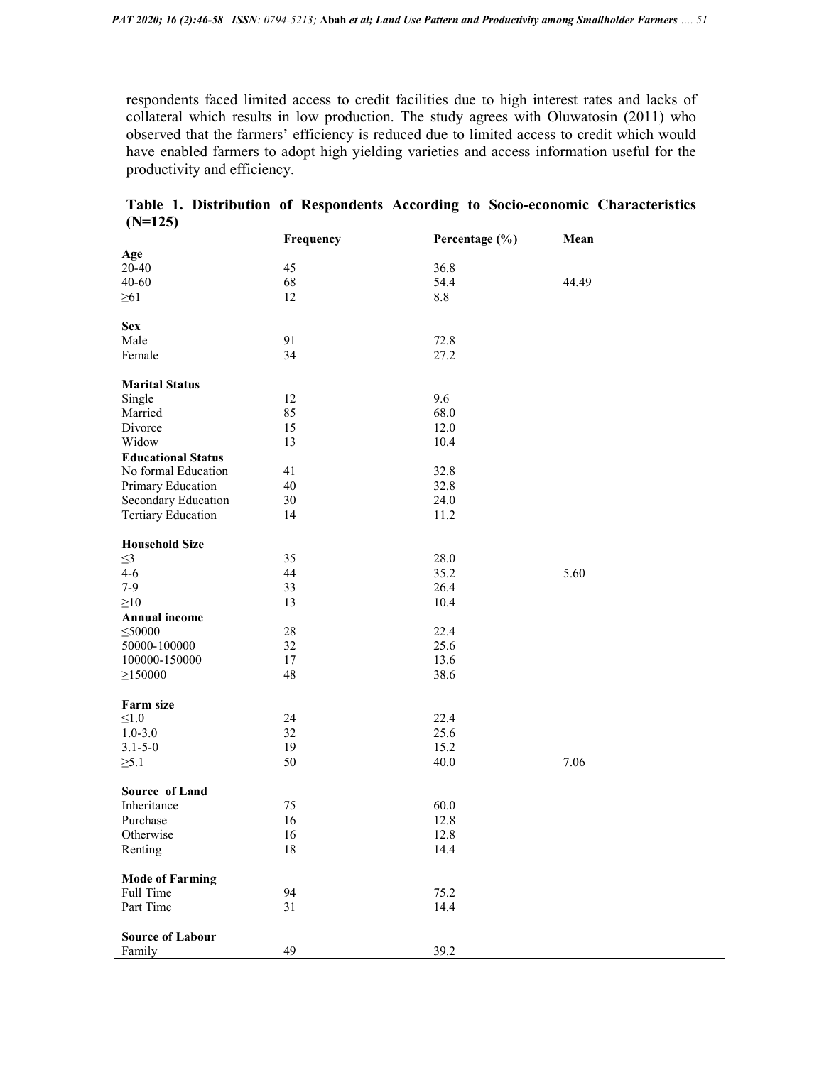respondents faced limited access to credit facilities due to high interest rates and lacks of collateral which results in low production. The study agrees with Oluwatosin (2011) who observed that the farmers' efficiency is reduced due to limited access to credit which would have enabled farmers to adopt high yielding varieties and access information useful for the productivity and efficiency.

**Table 1. Distribution of Respondents According to Socio-economic Characteristics (N=125)**

| | Frequency | Percentage (%) | Mean |
|---|---|---|---|
| **Age** | | | |
| 20-40 | 45 | 36.8 | |
| 40-60 | 68 | 54.4 | 44.49 |
| ≥61 | 12 | 8.8 | |
| **Sex** | | | |
| Male | 91 | 72.8 | |
| Female | 34 | 27.2 | |
| **Marital Status** | | | |
| Single | 12 | 9.6 | |
| Married | 85 | 68.0 | |
| Divorce | 15 | 12.0 | |
| Widow | 13 | 10.4 | |
| **Educational Status** | | | |
| No formal Education | 41 | 32.8 | |
| Primary Education | 40 | 32.8 | |
| Secondary Education | 30 | 24.0 | |
| Tertiary Education | 14 | 11.2 | |
| **Household Size** | | | |
| ≤3 | 35 | 28.0 | |
| 4-6 | 44 | 35.2 | 5.60 |
| 7-9 | 33 | 26.4 | |
| ≥10 | 13 | 10.4 | |
| **Annual income** | | | |
| ≤50000 | 28 | 22.4 | |
| 50000-100000 | 32 | 25.6 | |
| 100000-150000 | 17 | 13.6 | |
| ≥150000 | 48 | 38.6 | |
| **Farm size** | | | |
| ≤1.0 | 24 | 22.4 | |
| 1.0-3.0 | 32 | 25.6 | |
| 3.1-5-0 | 19 | 15.2 | |
| ≥5.1 | 50 | 40.0 | 7.06 |
| **Source of Land** | | | |
| Inheritance | 75 | 60.0 | |
| Purchase | 16 | 12.8 | |
| Otherwise | 16 | 12.8 | |
| Renting | 18 | 14.4 | |
| **Mode of Farming** | | | |
| Full Time | 94 | 75.2 | |
| Part Time | 31 | 14.4 | |
| **Source of Labour** | | | |
| Family | 49 | 39.2 | |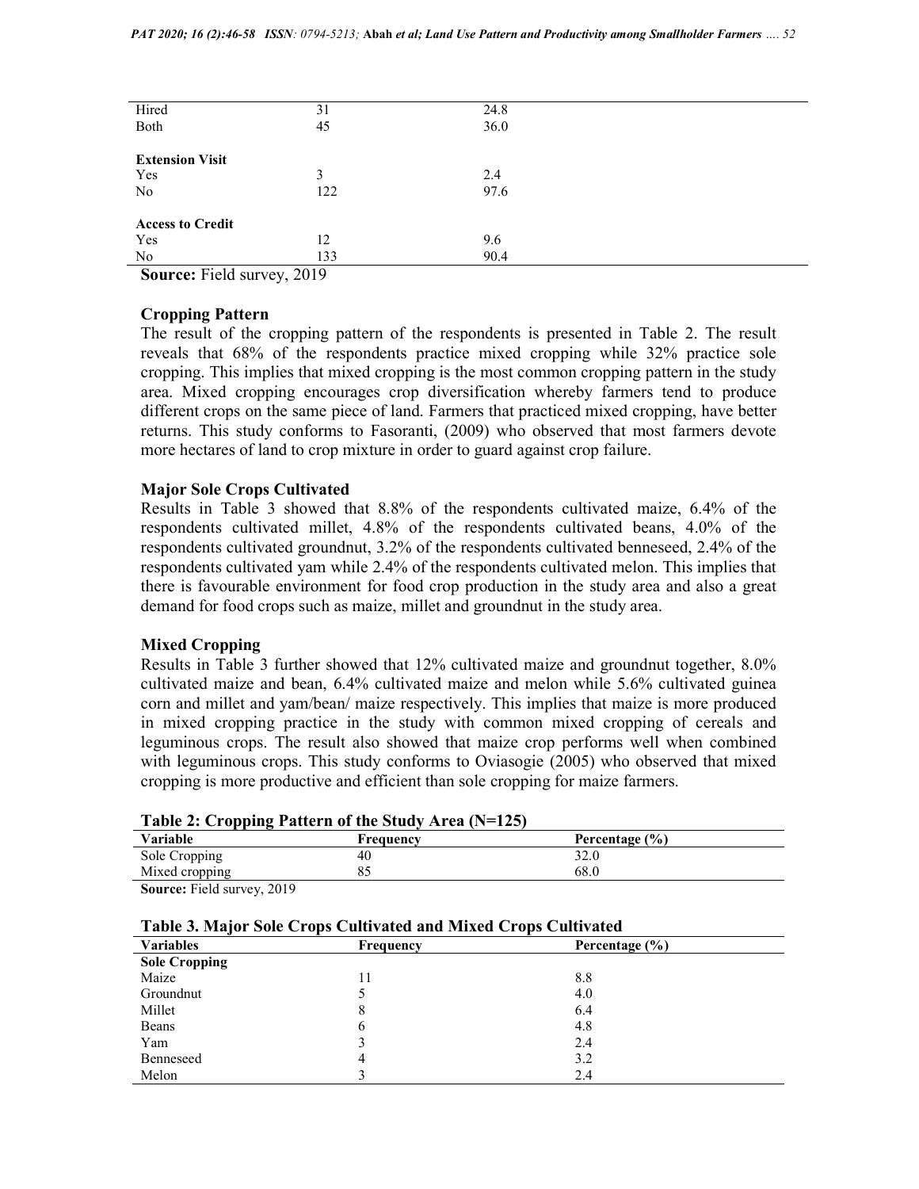| | | |
|---|---|---|
| Hired | 31 | 24.8 |
| Both | 45 | 36.0 |
| **Extension Visit** | | |
| Yes | 3 | 2.4 |
| No | 122 | 97.6 |
| **Access to Credit** | | |
| Yes | 12 | 9.6 |
| No | 133 | 90.4 |

**Source:** Field survey, 2019

### Cropping Pattern

The result of the cropping pattern of the respondents is presented in Table 2. The result reveals that 68% of the respondents practice mixed cropping while 32% practice sole cropping. This implies that mixed cropping is the most common cropping pattern in the study area. Mixed cropping encourages crop diversification whereby farmers tend to produce different crops on the same piece of land. Farmers that practiced mixed cropping, have better returns. This study conforms to Fasoranti, (2009) who observed that most farmers devote more hectares of land to crop mixture in order to guard against crop failure.

### Major Sole Crops Cultivated

Results in Table 3 showed that 8.8% of the respondents cultivated maize, 6.4% of the respondents cultivated millet, 4.8% of the respondents cultivated beans, 4.0% of the respondents cultivated groundnut, 3.2% of the respondents cultivated benneseed, 2.4% of the respondents cultivated yam while 2.4% of the respondents cultivated melon. This implies that there is favourable environment for food crop production in the study area and also a great demand for food crops such as maize, millet and groundnut in the study area.

### Mixed Cropping

Results in Table 3 further showed that 12% cultivated maize and groundnut together, 8.0% cultivated maize and bean, 6.4% cultivated maize and melon while 5.6% cultivated guinea corn and millet and yam/bean/ maize respectively. This implies that maize is more produced in mixed cropping practice in the study with common mixed cropping of cereals and leguminous crops. The result also showed that maize crop performs well when combined with leguminous crops. This study conforms to Oviasogie (2005) who observed that mixed cropping is more productive and efficient than sole cropping for maize farmers.

**Table 2: Cropping Pattern of the Study Area (N=125)**

| Variable | Frequency | Percentage (%) |
|---|---|---|
| Sole Cropping | 40 | 32.0 |
| Mixed cropping | 85 | 68.0 |

**Source:** Field survey, 2019

**Table 3. Major Sole Crops Cultivated and Mixed Crops Cultivated**

| Variables | Frequency | Percentage (%) |
|---|---|---|
| **Sole Cropping** | | |
| Maize | 11 | 8.8 |
| Groundnut | 5 | 4.0 |
| Millet | 8 | 6.4 |
| Beans | 6 | 4.8 |
| Yam | 3 | 2.4 |
| Benneseed | 4 | 3.2 |
| Melon | 3 | 2.4 |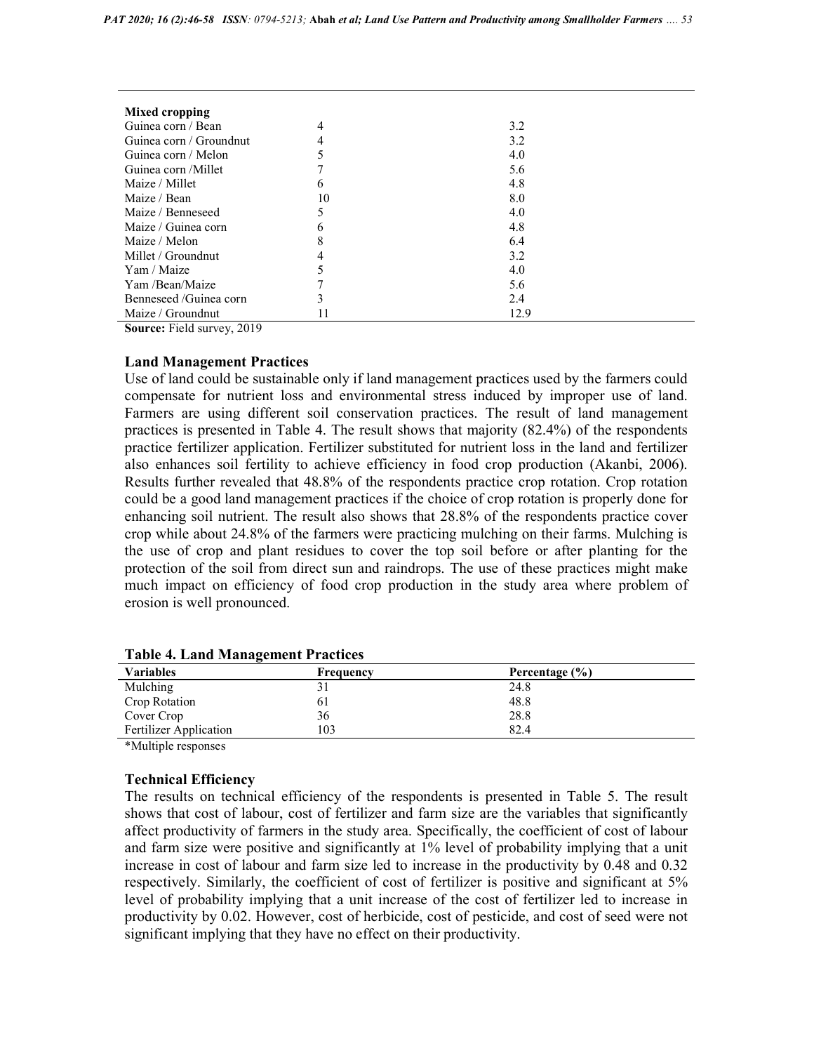| | | |
|---|---|---|
| **Mixed cropping** | | |
| Guinea corn / Bean | 4 | 3.2 |
| Guinea corn / Groundnut | 4 | 3.2 |
| Guinea corn / Melon | 5 | 4.0 |
| Guinea corn /Millet | 7 | 5.6 |
| Maize / Millet | 6 | 4.8 |
| Maize / Bean | 10 | 8.0 |
| Maize / Benneseed | 5 | 4.0 |
| Maize / Guinea corn | 6 | 4.8 |
| Maize / Melon | 8 | 6.4 |
| Millet / Groundnut | 4 | 3.2 |
| Yam / Maize | 5 | 4.0 |
| Yam /Bean/Maize | 7 | 5.6 |
| Benneseed /Guinea corn | 3 | 2.4 |
| Maize / Groundnut | 11 | 12.9 |

**Source:** Field survey, 2019

### Land Management Practices

Use of land could be sustainable only if land management practices used by the farmers could compensate for nutrient loss and environmental stress induced by improper use of land. Farmers are using different soil conservation practices. The result of land management practices is presented in Table 4. The result shows that majority (82.4%) of the respondents practice fertilizer application. Fertilizer substituted for nutrient loss in the land and fertilizer also enhances soil fertility to achieve efficiency in food crop production (Akanbi, 2006). Results further revealed that 48.8% of the respondents practice crop rotation. Crop rotation could be a good land management practices if the choice of crop rotation is properly done for enhancing soil nutrient. The result also shows that 28.8% of the respondents practice cover crop while about 24.8% of the farmers were practicing mulching on their farms. Mulching is the use of crop and plant residues to cover the top soil before or after planting for the protection of the soil from direct sun and raindrops. The use of these practices might make much impact on efficiency of food crop production in the study area where problem of erosion is well pronounced.

**Table 4. Land Management Practices**

| Variables | Frequency | Percentage (%) |
|---|---|---|
| Mulching | 31 | 24.8 |
| Crop Rotation | 61 | 48.8 |
| Cover Crop | 36 | 28.8 |
| Fertilizer Application | 103 | 82.4 |

*Multiple responses

### Technical Efficiency

The results on technical efficiency of the respondents is presented in Table 5. The result shows that cost of labour, cost of fertilizer and farm size are the variables that significantly affect productivity of farmers in the study area. Specifically, the coefficient of cost of labour and farm size were positive and significantly at 1% level of probability implying that a unit increase in cost of labour and farm size led to increase in the productivity by 0.48 and 0.32 respectively. Similarly, the coefficient of cost of fertilizer is positive and significant at 5% level of probability implying that a unit increase of the cost of fertilizer led to increase in productivity by 0.02. However, cost of herbicide, cost of pesticide, and cost of seed were not significant implying that they have no effect on their productivity.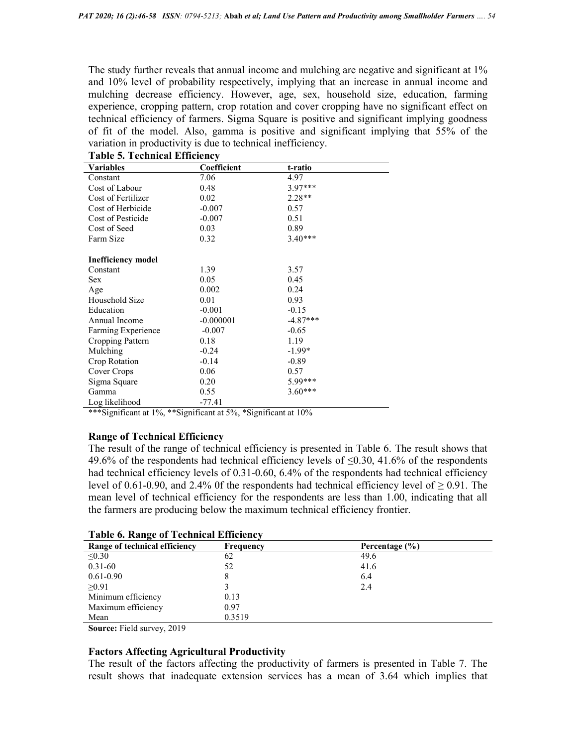The study further reveals that annual income and mulching are negative and significant at 1% and 10% level of probability respectively, implying that an increase in annual income and mulching decrease efficiency. However, age, sex, household size, education, farming experience, cropping pattern, crop rotation and cover cropping have no significant effect on technical efficiency of farmers. Sigma Square is positive and significant implying goodness of fit of the model. Also, gamma is positive and significant implying that 55% of the variation in productivity is due to technical inefficiency.

**Table 5. Technical Efficiency**

| Variables | Coefficient | t-ratio |
|---|---|---|
| Constant | 7.06 | 4.97 |
| Cost of Labour | 0.48 | 3.97*** |
| Cost of Fertilizer | 0.02 | 2.28** |
| Cost of Herbicide | -0.007 | 0.57 |
| Cost of Pesticide | -0.007 | 0.51 |
| Cost of Seed | 0.03 | 0.89 |
| Farm Size | 0.32 | 3.40*** |
| **Inefficiency model** | | |
| Constant | 1.39 | 3.57 |
| Sex | 0.05 | 0.45 |
| Age | 0.002 | 0.24 |
| Household Size | 0.01 | 0.93 |
| Education | -0.001 | -0.15 |
| Annual Income | -0.000001 | -4.87*** |
| Farming Experience | -0.007 | -0.65 |
| Cropping Pattern | 0.18 | 1.19 |
| Mulching | -0.24 | -1.99* |
| Crop Rotation | -0.14 | -0.89 |
| Cover Crops | 0.06 | 0.57 |
| Sigma Square | 0.20 | 5.99*** |
| Gamma | 0.55 | 3.60*** |
| Log likelihood | -77.41 | |

***Significant at 1%, **Significant at 5%, *Significant at 10%

### Range of Technical Efficiency

The result of the range of technical efficiency is presented in Table 6. The result shows that 49.6% of the respondents had technical efficiency levels of ≤0.30, 41.6% of the respondents had technical efficiency levels of 0.31-0.60, 6.4% of the respondents had technical efficiency level of 0.61-0.90, and 2.4% 0f the respondents had technical efficiency level of ≥ 0.91. The mean level of technical efficiency for the respondents are less than 1.00, indicating that all the farmers are producing below the maximum technical efficiency frontier.

**Table 6. Range of Technical Efficiency**

| Range of technical efficiency | Frequency | Percentage (%) |
|---|---|---|
| ≤0.30 | 62 | 49.6 |
| 0.31-60 | 52 | 41.6 |
| 0.61-0.90 | 8 | 6.4 |
| ≥0.91 | 3 | 2.4 |
| Minimum efficiency | 0.13 | |
| Maximum efficiency | 0.97 | |
| Mean | 0.3519 | |

**Source:** Field survey, 2019

### Factors Affecting Agricultural Productivity

The result of the factors affecting the productivity of farmers is presented in Table 7. The result shows that inadequate extension services has a mean of 3.64 which implies that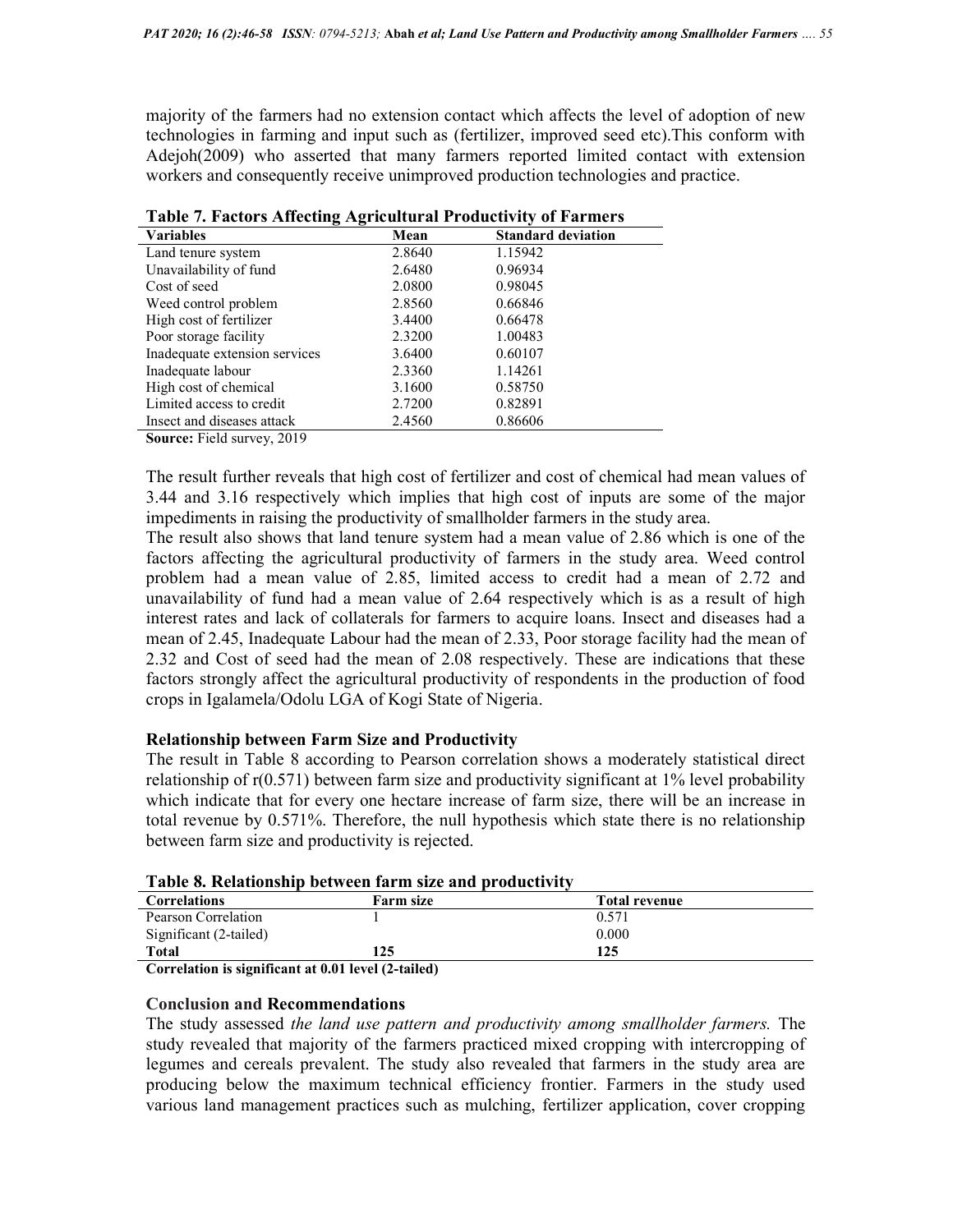majority of the farmers had no extension contact which affects the level of adoption of new technologies in farming and input such as (fertilizer, improved seed etc).This conform with Adejoh(2009) who asserted that many farmers reported limited contact with extension workers and consequently receive unimproved production technologies and practice.

**Table 7. Factors Affecting Agricultural Productivity of Farmers**

| Variables | Mean | Standard deviation |
|---|---|---|
| Land tenure system | 2.8640 | 1.15942 |
| Unavailability of fund | 2.6480 | 0.96934 |
| Cost of seed | 2.0800 | 0.98045 |
| Weed control problem | 2.8560 | 0.66846 |
| High cost of fertilizer | 3.4400 | 0.66478 |
| Poor storage facility | 2.3200 | 1.00483 |
| Inadequate extension services | 3.6400 | 0.60107 |
| Inadequate labour | 2.3360 | 1.14261 |
| High cost of chemical | 3.1600 | 0.58750 |
| Limited access to credit | 2.7200 | 0.82891 |
| Insect and diseases attack | 2.4560 | 0.86606 |

**Source:** Field survey, 2019

The result further reveals that high cost of fertilizer and cost of chemical had mean values of 3.44 and 3.16 respectively which implies that high cost of inputs are some of the major impediments in raising the productivity of smallholder farmers in the study area.

The result also shows that land tenure system had a mean value of 2.86 which is one of the factors affecting the agricultural productivity of farmers in the study area. Weed control problem had a mean value of 2.85, limited access to credit had a mean of 2.72 and unavailability of fund had a mean value of 2.64 respectively which is as a result of high interest rates and lack of collaterals for farmers to acquire loans. Insect and diseases had a mean of 2.45, Inadequate Labour had the mean of 2.33, Poor storage facility had the mean of 2.32 and Cost of seed had the mean of 2.08 respectively. These are indications that these factors strongly affect the agricultural productivity of respondents in the production of food crops in Igalamela/Odolu LGA of Kogi State of Nigeria.

**Relationship between Farm Size and Productivity**

The result in Table 8 according to Pearson correlation shows a moderately statistical direct relationship of r(0.571) between farm size and productivity significant at 1% level probability which indicate that for every one hectare increase of farm size, there will be an increase in total revenue by 0.571%. Therefore, the null hypothesis which state there is no relationship between farm size and productivity is rejected.

**Table 8. Relationship between farm size and productivity**

| Correlations | Farm size | Total revenue |
|---|---|---|
| Pearson Correlation | 1 | 0.571 |
| Significant (2-tailed) | | 0.000 |
| **Total** | **125** | **125** |

**Correlation is significant at 0.01 level (2-tailed)**

**Conclusion and Recommendations**

The study assessed *the land use pattern and productivity among smallholder farmers.* The study revealed that majority of the farmers practiced mixed cropping with intercropping of legumes and cereals prevalent. The study also revealed that farmers in the study area are producing below the maximum technical efficiency frontier. Farmers in the study used various land management practices such as mulching, fertilizer application, cover cropping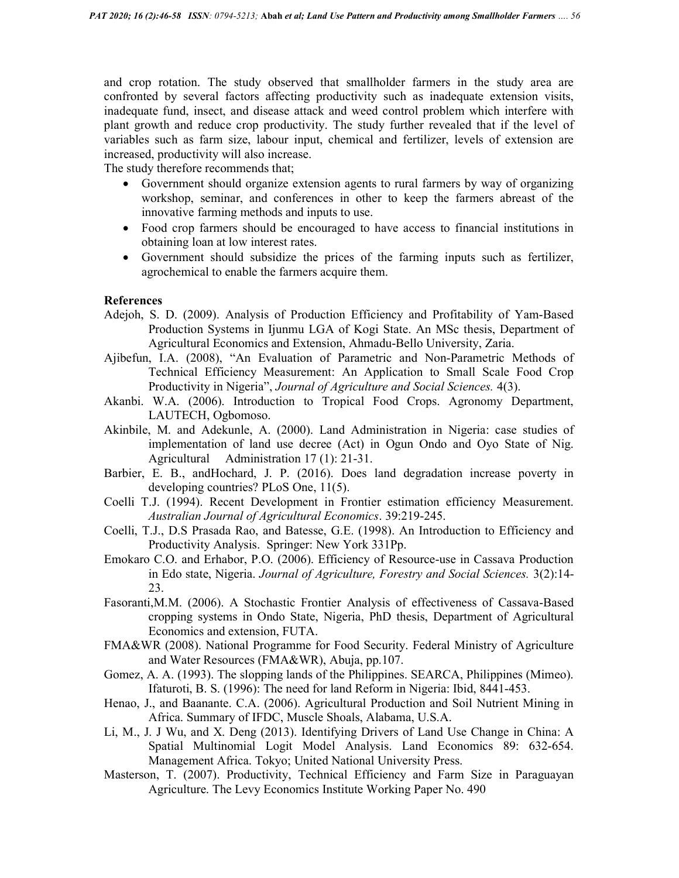and crop rotation. The study observed that smallholder farmers in the study area are confronted by several factors affecting productivity such as inadequate extension visits, inadequate fund, insect, and disease attack and weed control problem which interfere with plant growth and reduce crop productivity. The study further revealed that if the level of variables such as farm size, labour input, chemical and fertilizer, levels of extension are increased, productivity will also increase.

The study therefore recommends that;

- Government should organize extension agents to rural farmers by way of organizing workshop, seminar, and conferences in other to keep the farmers abreast of the innovative farming methods and inputs to use.
- Food crop farmers should be encouraged to have access to financial institutions in obtaining loan at low interest rates.
- Government should subsidize the prices of the farming inputs such as fertilizer, agrochemical to enable the farmers acquire them.

**References**

Adejoh, S. D. (2009). Analysis of Production Efficiency and Profitability of Yam-Based Production Systems in Ijunmu LGA of Kogi State. An MSc thesis, Department of Agricultural Economics and Extension, Ahmadu-Bello University, Zaria.

Ajibefun, I.A. (2008), "An Evaluation of Parametric and Non-Parametric Methods of Technical Efficiency Measurement: An Application to Small Scale Food Crop Productivity in Nigeria", *Journal of Agriculture and Social Sciences.* 4(3).

Akanbi. W.A. (2006). Introduction to Tropical Food Crops. Agronomy Department, LAUTECH, Ogbomoso.

Akinbile, M. and Adekunle, A. (2000). Land Administration in Nigeria: case studies of implementation of land use decree (Act) in Ogun Ondo and Oyo State of Nig. Agricultural Administration 17 (1): 21-31.

Barbier, E. B., andHochard, J. P. (2016). Does land degradation increase poverty in developing countries? PLoS One, 11(5).

Coelli T.J. (1994). Recent Development in Frontier estimation efficiency Measurement. *Australian Journal of Agricultural Economics*. 39:219-245.

Coelli, T.J., D.S Prasada Rao, and Batesse, G.E. (1998). An Introduction to Efficiency and Productivity Analysis. Springer: New York 331Pp.

Emokaro C.O. and Erhabor, P.O. (2006). Efficiency of Resource-use in Cassava Production in Edo state, Nigeria. *Journal of Agriculture, Forestry and Social Sciences.* 3(2):14-23.

Fasoranti,M.M. (2006). A Stochastic Frontier Analysis of effectiveness of Cassava-Based cropping systems in Ondo State, Nigeria, PhD thesis, Department of Agricultural Economics and extension, FUTA.

FMA&WR (2008). National Programme for Food Security. Federal Ministry of Agriculture and Water Resources (FMA&WR), Abuja, pp.107.

Gomez, A. A. (1993). The slopping lands of the Philippines. SEARCA, Philippines (Mimeo). Ifaturoti, B. S. (1996): The need for land Reform in Nigeria: Ibid, 8441-453.

Henao, J., and Baanante. C.A. (2006). Agricultural Production and Soil Nutrient Mining in Africa. Summary of IFDC, Muscle Shoals, Alabama, U.S.A.

Li, M., J. J Wu, and X. Deng (2013). Identifying Drivers of Land Use Change in China: A Spatial Multinomial Logit Model Analysis. Land Economics 89: 632-654. Management Africa. Tokyo; United National University Press.

Masterson, T. (2007). Productivity, Technical Efficiency and Farm Size in Paraguayan Agriculture. The Levy Economics Institute Working Paper No. 490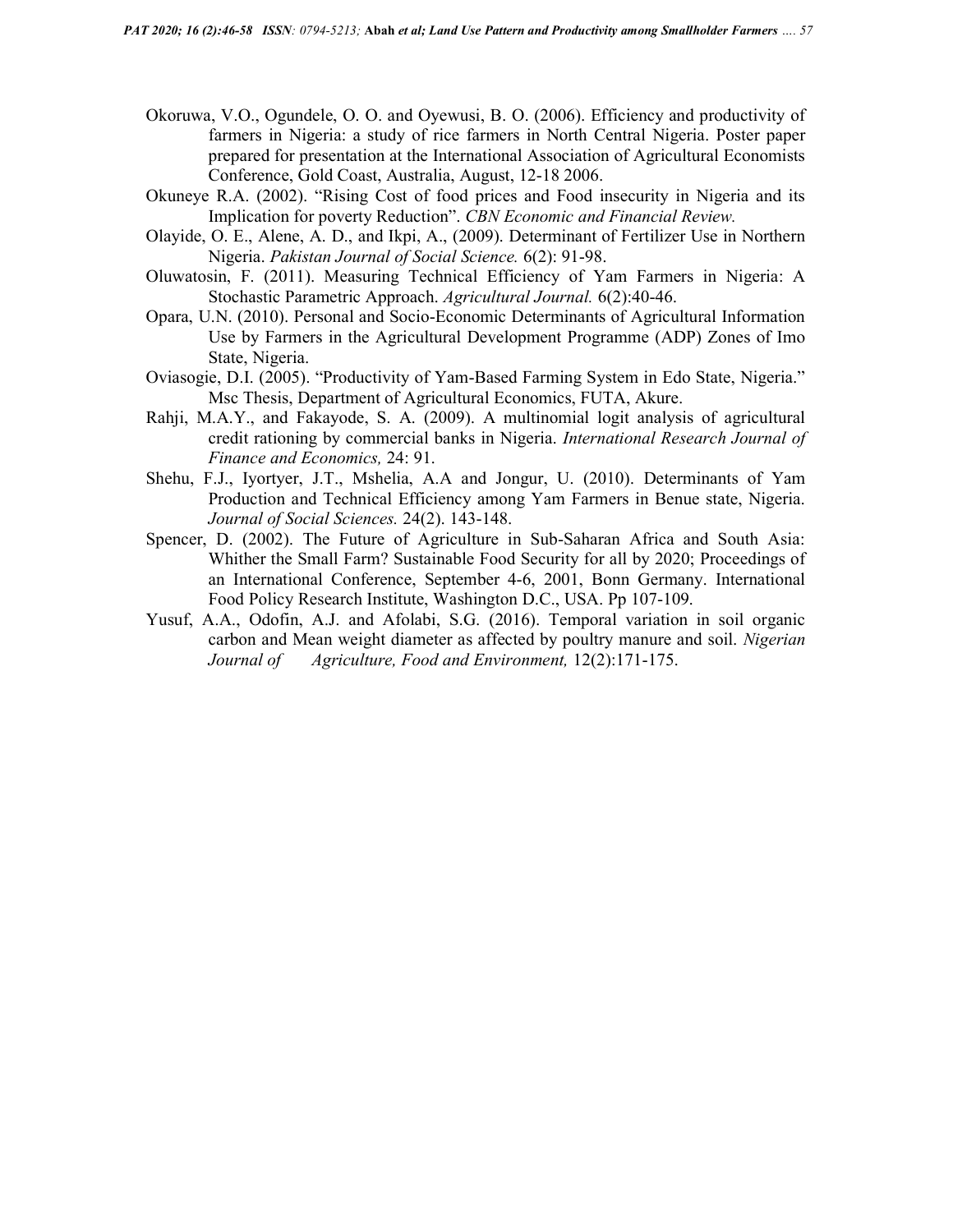Okoruwa, V.O., Ogundele, O. O. and Oyewusi, B. O. (2006). Efficiency and productivity of farmers in Nigeria: a study of rice farmers in North Central Nigeria. Poster paper prepared for presentation at the International Association of Agricultural Economists Conference, Gold Coast, Australia, August, 12-18 2006.

Okuneye R.A. (2002). "Rising Cost of food prices and Food insecurity in Nigeria and its Implication for poverty Reduction". *CBN Economic and Financial Review.*

Olayide, O. E., Alene, A. D., and Ikpi, A., (2009). Determinant of Fertilizer Use in Northern Nigeria. *Pakistan Journal of Social Science.* 6(2): 91-98.

Oluwatosin, F. (2011). Measuring Technical Efficiency of Yam Farmers in Nigeria: A Stochastic Parametric Approach. *Agricultural Journal.* 6(2):40-46.

Opara, U.N. (2010). Personal and Socio-Economic Determinants of Agricultural Information Use by Farmers in the Agricultural Development Programme (ADP) Zones of Imo State, Nigeria.

Oviasogie, D.I. (2005). "Productivity of Yam-Based Farming System in Edo State, Nigeria." Msc Thesis, Department of Agricultural Economics, FUTA, Akure.

Rahji, M.A.Y., and Fakayode, S. A. (2009). A multinomial logit analysis of agricultural credit rationing by commercial banks in Nigeria. *International Research Journal of Finance and Economics,* 24: 91.

Shehu, F.J., Iyortyer, J.T., Mshelia, A.A and Jongur, U. (2010). Determinants of Yam Production and Technical Efficiency among Yam Farmers in Benue state, Nigeria. *Journal of Social Sciences.* 24(2). 143-148.

Spencer, D. (2002). The Future of Agriculture in Sub-Saharan Africa and South Asia: Whither the Small Farm? Sustainable Food Security for all by 2020; Proceedings of an International Conference, September 4-6, 2001, Bonn Germany. International Food Policy Research Institute, Washington D.C., USA. Pp 107-109.

Yusuf, A.A., Odofin, A.J. and Afolabi, S.G. (2016). Temporal variation in soil organic carbon and Mean weight diameter as affected by poultry manure and soil. *Nigerian Journal of Agriculture, Food and Environment,* 12(2):171-175.